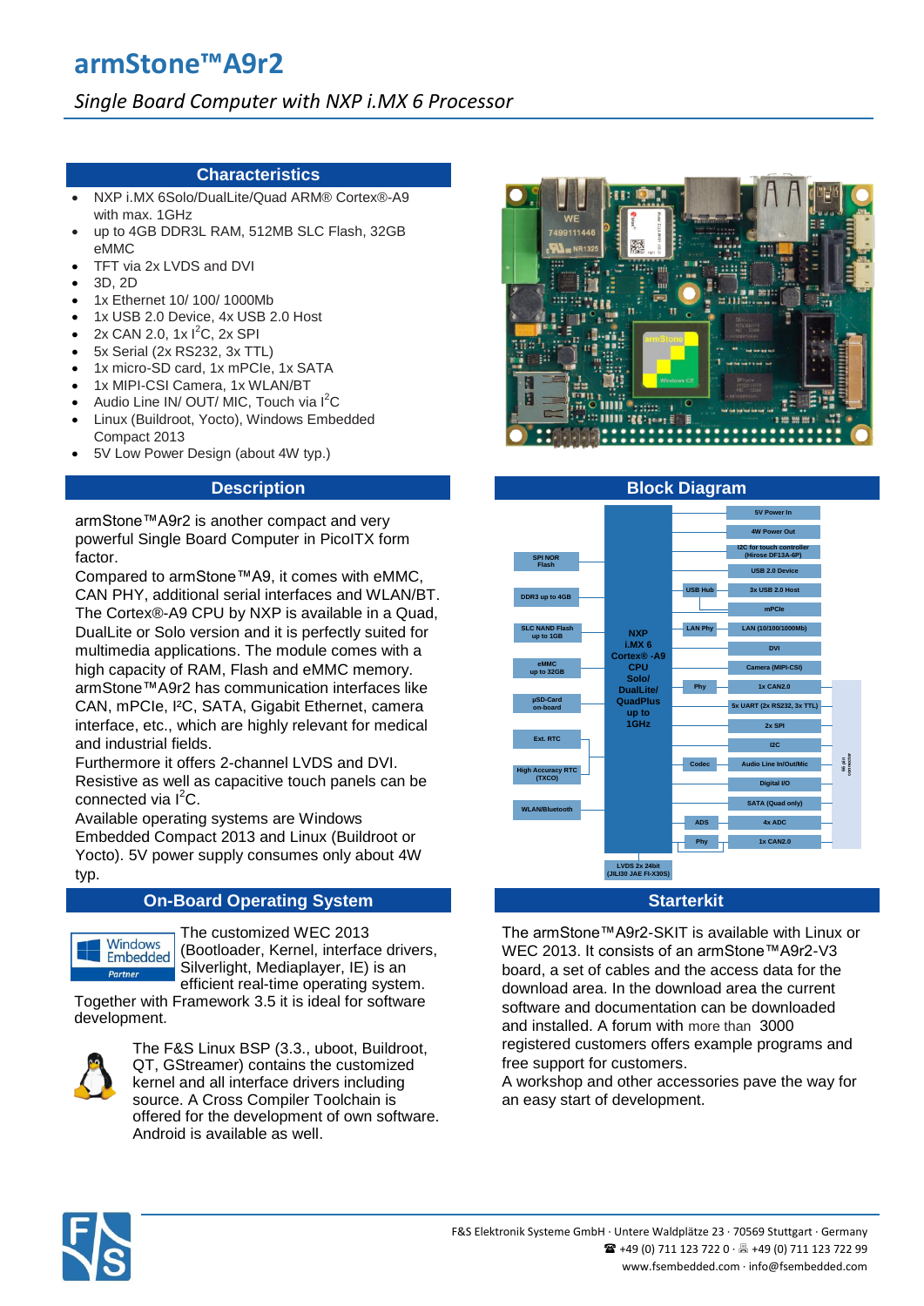# armStone™A9r2

*Single Board Computer with NXP i.MX 6 Processor*

## Characteristics

- NXP i.MX 6Solo/DualLite/Quad ARM® Cortex®-A9 with max. 1GHz
- up to 4GB DDR3L RAM, 512MB SLC Flash, 32GB eMMC
- TFT via 2x LVDS and DVI
- 3D, 2D
- 1x Ethernet 10/ 100/ 1000Mb
- 1x USB 2.0 Device, 4x USB 2.0 Host
- 2x CAN 2.0, 1x I²C, 2x SPI
- 5x Serial (2x RS232, 3x TTL)
- 1x micro-SD card, 1x mPCIe, 1x SATA
- 1x MIPI-CSI Camera, 1x WLAN/BT
- Audio Line IN/ OUT/ MIC, Touch via I²C
- Linux (Buildroot, Yocto), Windows Embedded Compact 2013
- 5V Low Power Design (about 4W typ.)

## Description

armStone™A9r2 is another compact and very powerful Single Board Computer in PicoITX form factor.
Compared to armStone™A9, it comes with eMMC, CAN PHY, additional serial interfaces and WLAN/BT. The Cortex®-A9 CPU by NXP is available in a Quad, DualLite or Solo version and it is perfectly suited for multimedia applications. The module comes with a high capacity of RAM, Flash and eMMC memory. armStone™A9r2 has communication interfaces like CAN, mPCIe, I²C, SATA, Gigabit Ethernet, camera interface, etc., which are highly relevant for medical and industrial fields.
Furthermore it offers 2-channel LVDS and DVI. Resistive as well as capacitive touch panels can be connected via I²C.
Available operating systems are Windows Embedded Compact 2013 and Linux (Buildroot or Yocto). 5V power supply consumes only about 4W typ.

## Block Diagram

NXP i.MX 6 Cortex®-A9 CPU Solo/ DualLite/ QuadPlus up to 1GHz

Left side: SPI NOR Flash; DDR3 up to 4GB; SLC NAND Flash up to 1GB; eMMC up to 32GB; µSD-Card on-board; Ext. RTC; High Accuracy RTC (TXCO); WLAN/Bluetooth

Right side: 5V Power In; 4W Power Out; I2C for touch controller (Hirose DF13A-6P); USB 2.0 Device; USB Hub – 3x USB 2.0 Host; mPCIe; LAN Phy – LAN (10/100/1000Mb); DVI; Camera (MIPI-CSI); Phy – 1x CAN2.0; 5x UART (2x RS232, 3x TTL); 2x SPI; I2C; Codec – Audio Line In/Out/Mic; Digital I/O; SATA (Quad only); ADS – 4x ADC; Phy – 1x CAN2.0; 60 pin connector

Bottom: LVDS 2x 24bit (JILI30 JAE FI-X30S)

## On-Board Operating System

The customized WEC 2013 (Bootloader, Kernel, interface drivers, Silverlight, Mediaplayer, IE) is an efficient real-time operating system. Together with Framework 3.5 it is ideal for software development.

The F&S Linux BSP (3.3., uboot, Buildroot, QT, GStreamer) contains the customized kernel and all interface drivers including source. A Cross Compiler Toolchain is offered for the development of own software. Android is available as well.

## Starterkit

The armStone™A9r2-SKIT is available with Linux or WEC 2013. It consists of an armStone™A9r2-V3 board, a set of cables and the access data for the download area. In the download area the current software and documentation can be downloaded and installed. A forum with more than 3000 registered customers offers example programs and free support for customers.
A workshop and other accessories pave the way for an easy start of development.

F&S Elektronik Systeme GmbH · Untere Waldplätze 23 · 70569 Stuttgart · Germany
☎ +49 (0) 711 123 722 0 · 🖷 +49 (0) 711 123 722 99
www.fsembedded.com · info@fsembedded.com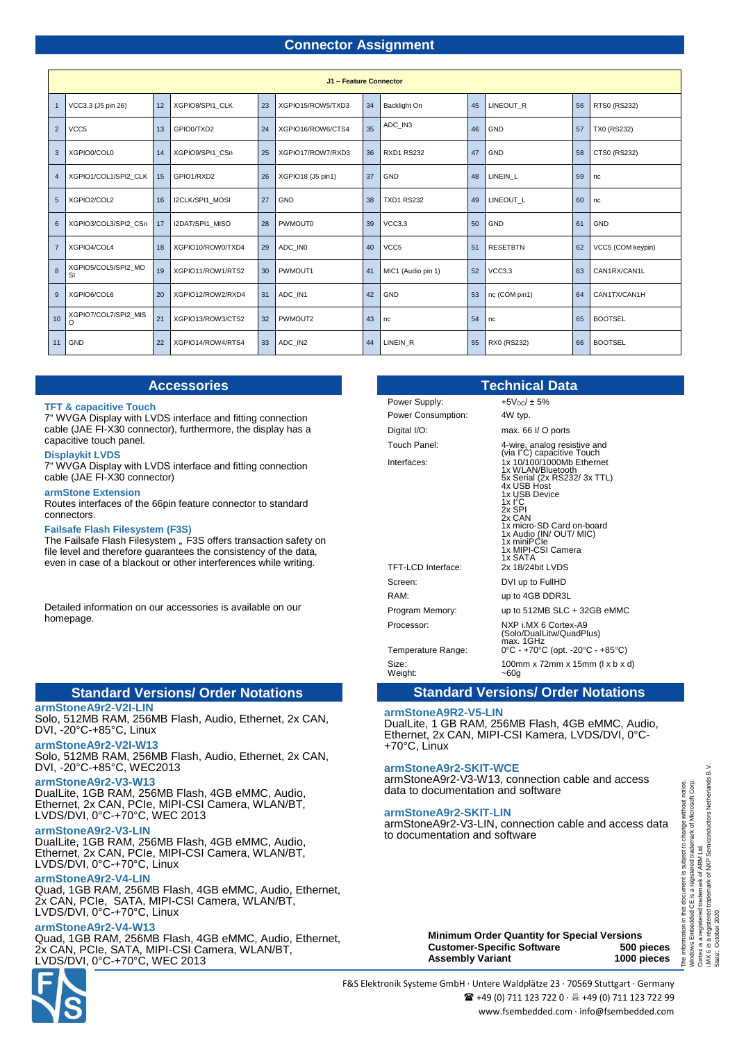## Connector Assignment

| J1 – Feature Connector | | | | | | | | | | | |
|---|---|---|---|---|---|---|---|---|---|---|---|
| 1 | VCC3.3 (J5 pin 26) | 12 | XGPIO8/SPI1_CLK | 23 | XGPIO15/ROW5/TXD3 | 34 | Backlight On | 45 | LINEOUT_R | 56 | RTS0 (RS232) |
| 2 | VCC5 | 13 | GPIO0/TXD2 | 24 | XGPIO16/ROW6/CTS4 | 35 | ADC_IN3 | 46 | GND | 57 | TX0 (RS232) |
| 3 | XGPIO0/COL0 | 14 | XGPIO9/SPI1_CSn | 25 | XGPIO17/ROW7/RXD3 | 36 | RXD1 RS232 | 47 | GND | 58 | CTS0 (RS232) |
| 4 | XGPIO1/COL1/SPI2_CLK | 15 | GPIO1/RXD2 | 26 | XGPIO18 (J5 pin1) | 37 | GND | 48 | LINEIN_L | 59 | nc |
| 5 | XGPIO2/COL2 | 16 | I2CLK/SPI1_MOSI | 27 | GND | 38 | TXD1 RS232 | 49 | LINEOUT_L | 60 | nc |
| 6 | XGPIO3/COL3/SPI2_CSn | 17 | I2DAT/SPI1_MISO | 28 | PWMOUT0 | 39 | VCC3.3 | 50 | GND | 61 | GND |
| 7 | XGPIO4/COL4 | 18 | XGPIO10/ROW0/TXD4 | 29 | ADC_IN0 | 40 | VCC5 | 51 | RESETBTN | 62 | VCC5 (COM keypin) |
| 8 | XGPIO5/COL5/SPI2_MOSI | 19 | XGPIO11/ROW1/RTS2 | 30 | PWMOUT1 | 41 | MIC1 (Audio pin 1) | 52 | VCC3.3 | 63 | CAN1RX/CAN1L |
| 9 | XGPIO6/COL6 | 20 | XGPIO12/ROW2/RXD4 | 31 | ADC_IN1 | 42 | GND | 53 | nc (COM pin1) | 64 | CAN1TX/CAN1H |
| 10 | XGPIO7/COL7/SPI2_MISO | 21 | XGPIO13/ROW3/CTS2 | 32 | PWMOUT2 | 43 | nc | 54 | nc | 65 | BOOTSEL |
| 11 | GND | 22 | XGPIO14/ROW4/RTS4 | 33 | ADC_IN2 | 44 | LINEIN_R | 55 | RX0 (RS232) | 66 | BOOTSEL |

## Accessories

**TFT & capacitive Touch**
7" WVGA Display with LVDS interface and fitting connection cable (JAE FI-X30 connector), furthermore, the display has a capacitive touch panel.

**Displaykit LVDS**
7" WVGA Display with LVDS interface and fitting connection cable (JAE FI-X30 connector)

**armStone Extension**
Routes interfaces of the 66pin feature connector to standard connectors.

**Failsafe Flash Filesystem (F3S)**
The Failsafe Flash Filesystem „ F3S offers transaction safety on file level and therefore guarantees the consistency of the data, even in case of a blackout or other interferences while writing.

Detailed information on our accessories is available on our homepage.

## Technical Data

| | |
|---|---|
| Power Supply: | +5V$_{DC}$/ ± 5% |
| Power Consumption: | 4W typ. |
| Digital I/O: | max. 66 I/ O ports |
| Touch Panel: | 4-wire, analog resistive and (via I²C) capacitive Touch |
| Interfaces: | 1x 10/100/1000Mb Ethernet<br>1x WLAN/Bluetooth<br>5x Serial (2x RS232/ 3x TTL)<br>4x USB Host<br>1x USB Device<br>1x I²C<br>2x SPI<br>2x CAN<br>1x micro-SD Card on-board<br>1x Audio (IN/ OUT/ MIC)<br>1x miniPCIe<br>1x MIPI-CSI Camera<br>1x SATA |
| TFT-LCD Interface: | 2x 18/24bit LVDS |
| Screen: | DVI up to FullHD |
| RAM: | up to 4GB DDR3L |
| Program Memory: | up to 512MB SLC + 32GB eMMC |
| Processor: | NXP i.MX 6 Cortex-A9 (Solo/DualLitw/QuadPlus) max. 1GHz |
| Temperature Range: | 0°C - +70°C (opt. -20°C - +85°C) |
| Size: | 100mm x 72mm x 15mm (l x b x d) |
| Weight: | ~60g |

## Standard Versions/ Order Notations

**armStoneA9r2-V2I-LIN**
Solo, 512MB RAM, 256MB Flash, Audio, Ethernet, 2x CAN, DVI, -20°C-+85°C, Linux

**armStoneA9r2-V2I-W13**
Solo, 512MB RAM, 256MB Flash, Audio, Ethernet, 2x CAN, DVI, -20°C-+85°C, WEC2013

**armStoneA9r2-V3-W13**
DualLite, 1GB RAM, 256MB Flash, 4GB eMMC, Audio, Ethernet, 2x CAN, PCIe, MIPI-CSI Camera, WLAN/BT, LVDS/DVI, 0°C-+70°C, WEC 2013

**armStoneA9r2-V3-LIN**
DualLite, 1GB RAM, 256MB Flash, 4GB eMMC, Audio, Ethernet, 2x CAN, PCIe, MIPI-CSI Camera, WLAN/BT, LVDS/DVI, 0°C-+70°C, Linux

**armStoneA9r2-V4-LIN**
Quad, 1GB RAM, 256MB Flash, 4GB eMMC, Audio, Ethernet, 2x CAN, PCIe, SATA, MIPI-CSI Camera, WLAN/BT, LVDS/DVI, 0°C-+70°C, Linux

**armStoneA9r2-V4-W13**
Quad, 1GB RAM, 256MB Flash, 4GB eMMC, Audio, Ethernet, 2x CAN, PCIe, SATA, MIPI-CSI Camera, WLAN/BT, LVDS/DVI, 0°C-+70°C, WEC 2013

**armStoneA9R2-V5-LIN**
DualLite, 1 GB RAM, 256MB Flash, 4GB eMMC, Audio, Ethernet, 2x CAN, MIPI-CSI Kamera, LVDS/DVI, 0°C-+70°C, Linux

**armStoneA9r2-SKIT-WCE**
armStoneA9r2-V3-W13, connection cable and access data to documentation and software

**armStoneA9r2-SKIT-LIN**
armStoneA9r2-V3-LIN, connection cable and access data to documentation and software

| Minimum Order Quantity for Special Versions | |
|---|---|
| Customer-Specific Software | 500 pieces |
| Assembly Variant | 1000 pieces |

The information in this document is subject to change without notice.
Windows Embedded CE is a registered trademark of Microsoft Corp.
Cortex is a registered trademark of ARM Ltd.
i.MX 6 is a registered trademark of NXP Semiconductors Netherlands B.V.
State: October 2020

F&S Elektronik Systeme GmbH · Untere Waldplätze 23 · 70569 Stuttgart · Germany
☎ +49 (0) 711 123 722 0 · 🖷 +49 (0) 711 123 722 99
www.fsembedded.com · info@fsembedded.com